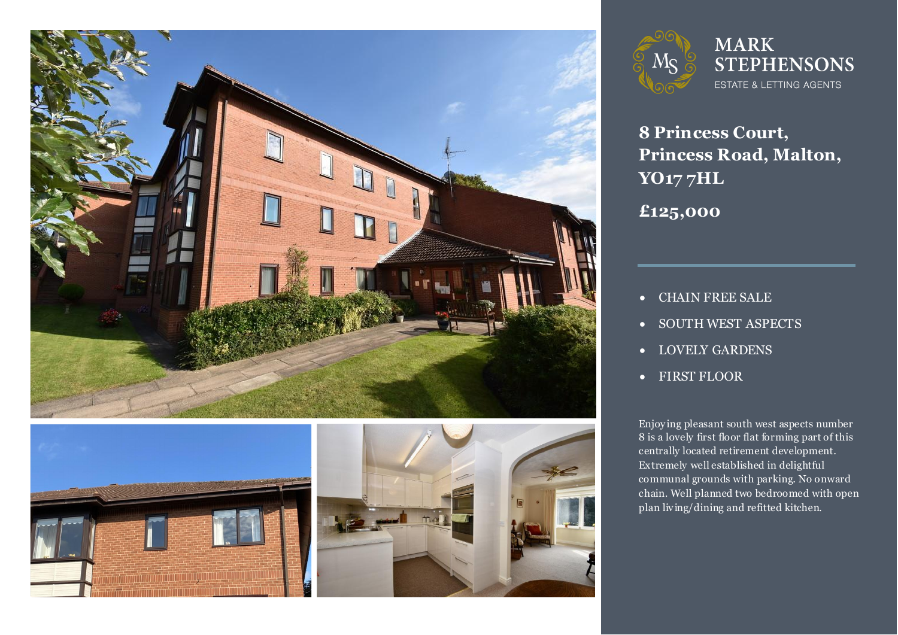MARK STEPHENSONS

ESTATE & LETTING AGENTS

# 8 Princess Court, Princess Road, Malton, YO17 7HL

## £125,000

- CHAIN FREE SALE
- SOUTH WEST ASPECTS
- LOVELY GARDENS
- FIRST FLOOR

Enjoying pleasant south west aspects number 8 is a lovely first floor flat forming part of this centrally located retirement development. Extremely well established in delightful communal grounds with parking. No onward chain. Well planned two bedroomed with open plan living/dining and refitted kitchen.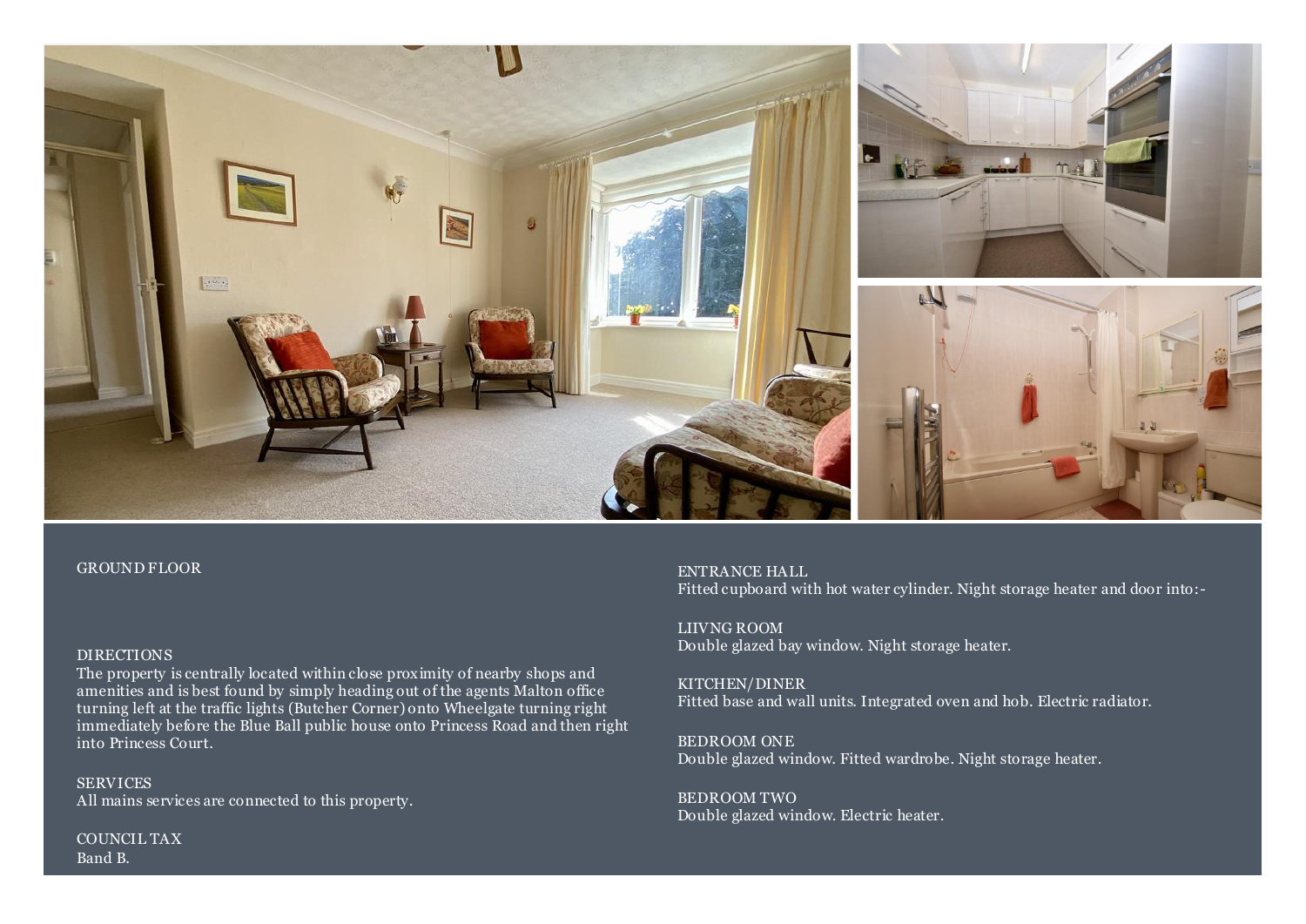GROUND FLOOR

DIRECTIONS
The property is centrally located within close proximity of nearby shops and amenities and is best found by simply heading out of the agents Malton office turning left at the traffic lights (Butcher Corner) onto Wheelgate turning right immediately before the Blue Ball public house onto Princess Road and then right into Princess Court.

SERVICES
All mains services are connected to this property.

COUNCIL TAX
Band B.

ENTRANCE HALL
Fitted cupboard with hot water cylinder. Night storage heater and door into:-

LIIVNG ROOM
Double glazed bay window. Night storage heater.

KITCHEN/DINER
Fitted base and wall units. Integrated oven and hob. Electric radiator.

BEDROOM ONE
Double glazed window. Fitted wardrobe. Night storage heater.

BEDROOM TWO
Double glazed window. Electric heater.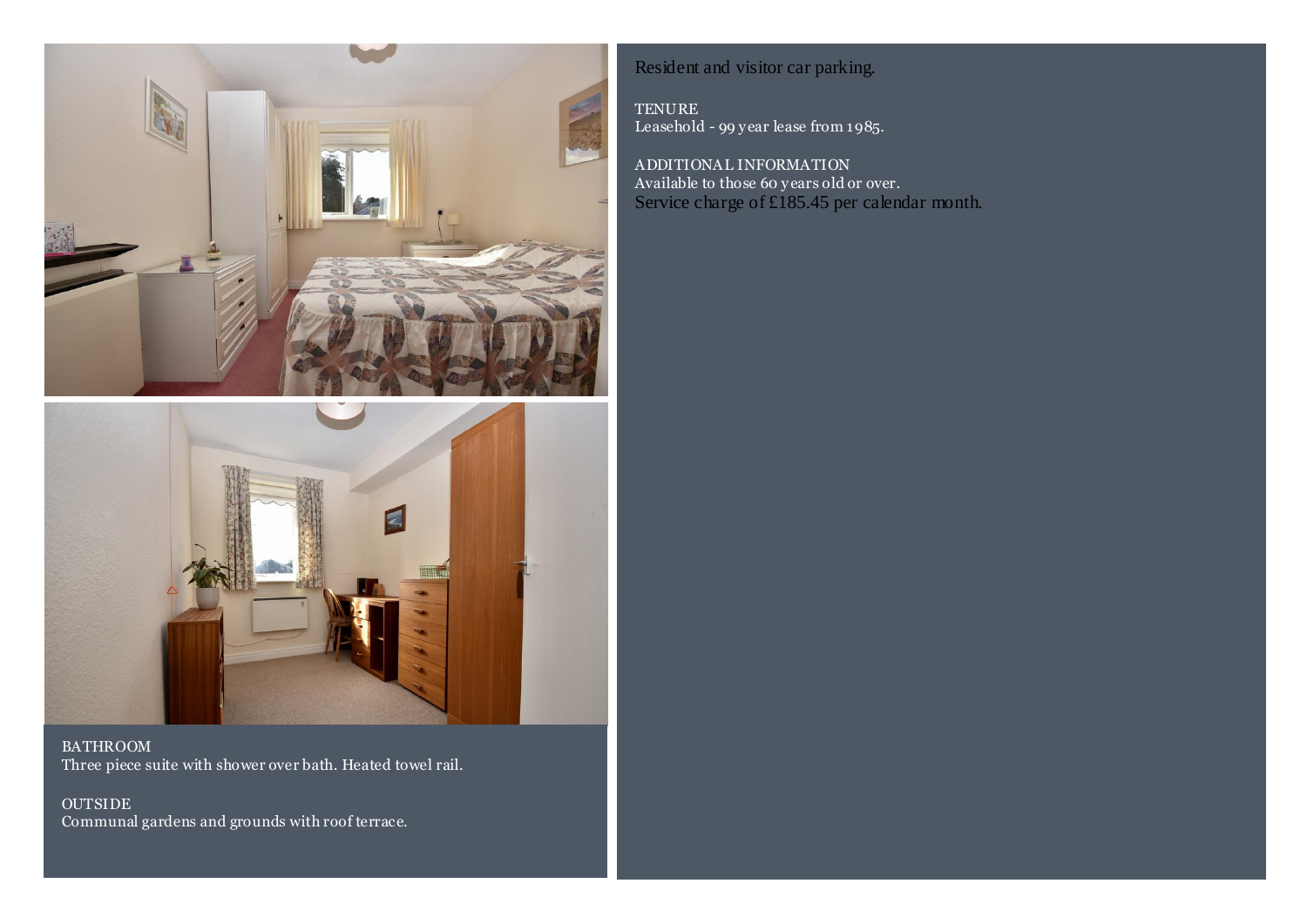BATHROOM
Three piece suite with shower over bath. Heated towel rail.

OUTSIDE
Communal gardens and grounds with roof terrace.

Resident and visitor car parking.

TENURE
Leasehold - 99 year lease from 1985.

ADDITIONAL INFORMATION
Available to those 60 years old or over.
Service charge of £185.45 per calendar month.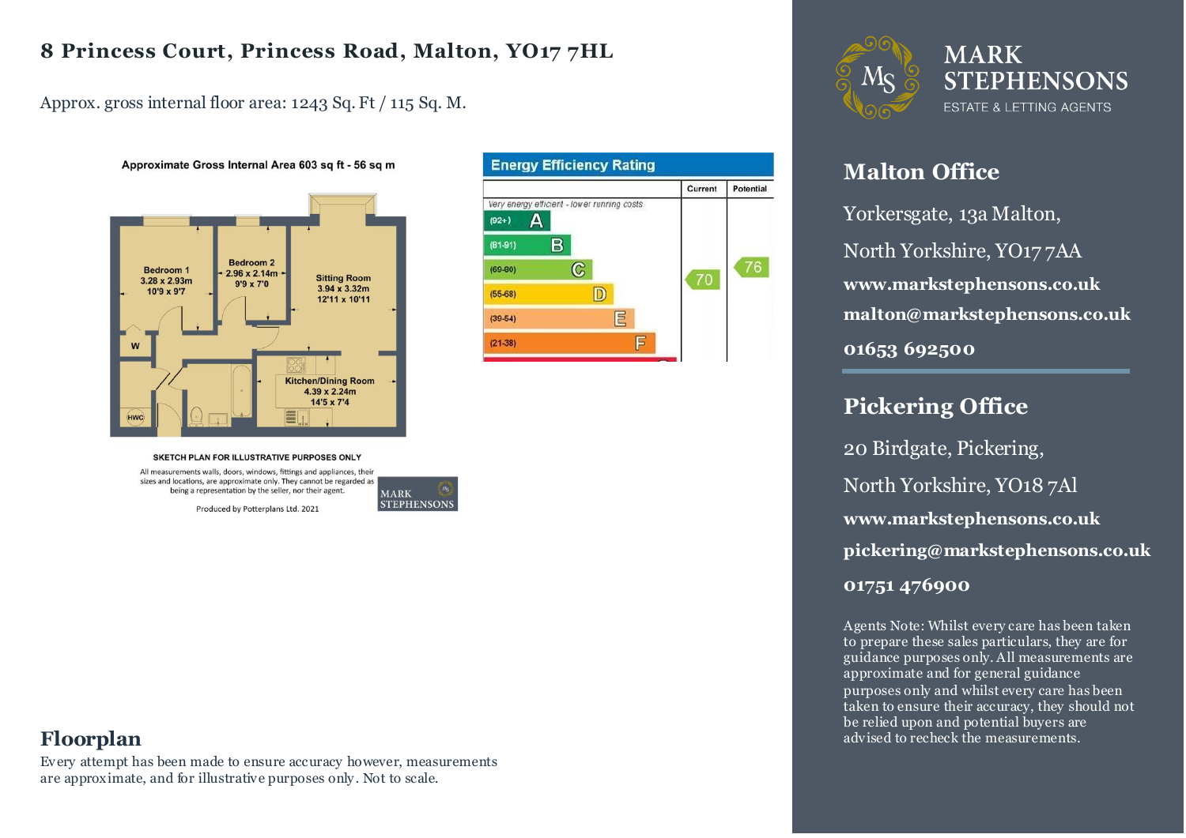## 8 Princess Court, Princess Road, Malton, YO17 7HL

Approx. gross internal floor area: 1243 Sq. Ft / 115 Sq. M.

Approximate Gross Internal Area 603 sq ft - 56 sq m

Bedroom 1
3.28 x 2.93m
10'9 x 9'7

Bedroom 2
2.96 x 2.14m
9'9 x 7'0

Sitting Room
3.94 x 3.32m
12'11 x 10'11

Kitchen/Dining Room
4.39 x 2.24m
14'5 x 7'4

W

HWC

SKETCH PLAN FOR ILLUSTRATIVE PURPOSES ONLY

All measurements walls, doors, windows, fittings and appliances, their sizes and locations, are approximate only. They cannot be regarded as being a representation by the seller, nor their agent.

Produced by Potterplans Ltd. 2021

MARK STEPHENSONS

Energy Efficiency Rating

Current
Potential

Very energy efficient - lower running costs

(92+) A
(81-91) B
(69-80) C
(55-68) D
(39-54) E
(21-38) F

70
76

## Floorplan

Every attempt has been made to ensure accuracy however, measurements are approximate, and for illustrative purposes only. Not to scale.

MARK STEPHENSONS
ESTATE & LETTING AGENTS

## Malton Office

Yorkersgate, 13a Malton,

North Yorkshire, YO17 7AA

**www.markstephensons.co.uk**

**malton@markstephensons.co.uk**

**01653 692500**

## Pickering Office

20 Birdgate, Pickering,

North Yorkshire, YO18 7Al

**www.markstephensons.co.uk**

**pickering@markstephensons.co.uk**

**01751 476900**

Agents Note: Whilst every care has been taken to prepare these sales particulars, they are for guidance purposes only. All measurements are approximate and for general guidance purposes only and whilst every care has been taken to ensure their accuracy, they should not be relied upon and potential buyers are advised to recheck the measurements.